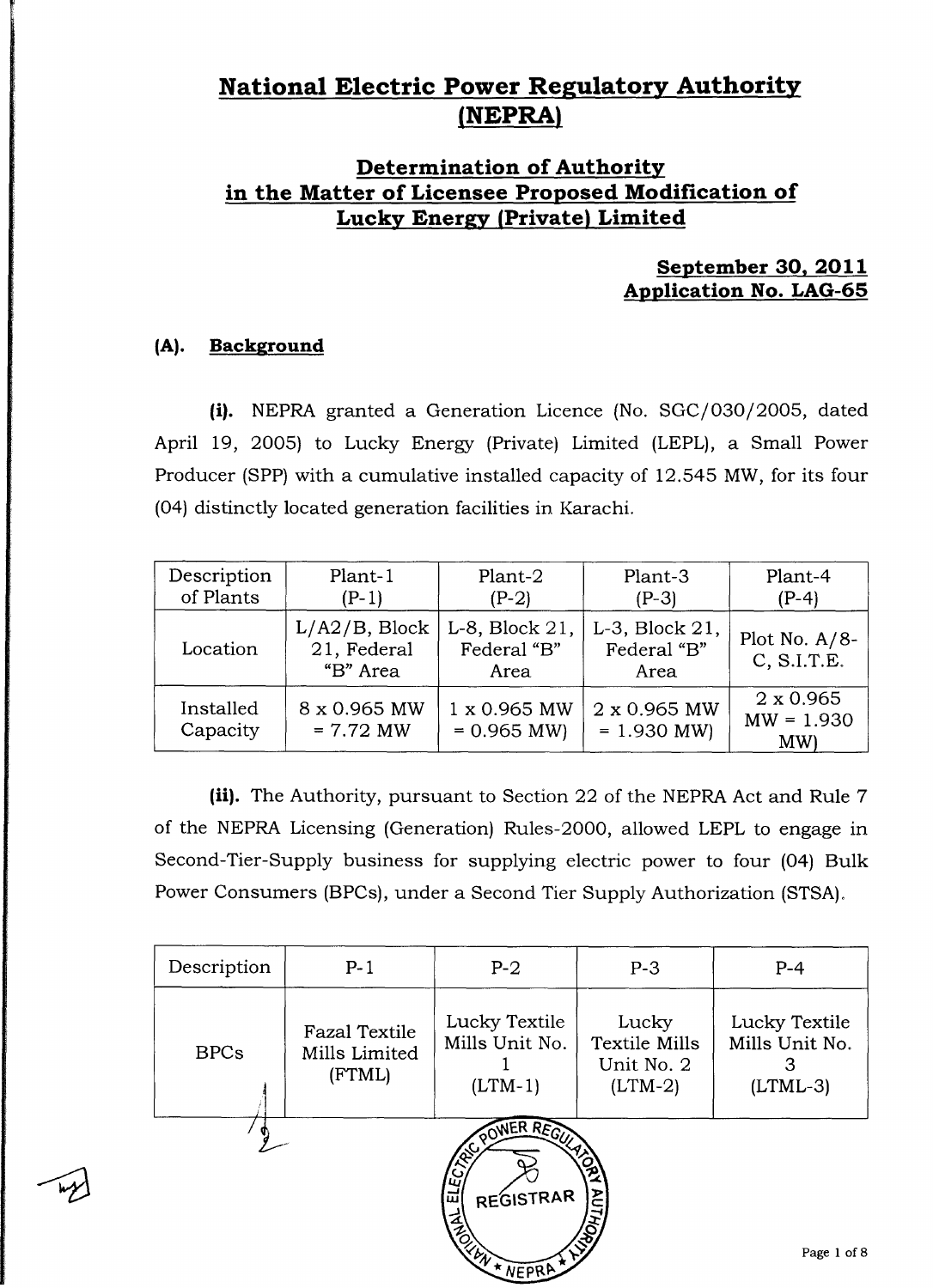# National Electric Power Regulatory Authority (NEPRA)

## Determination of Authority in the Matter of Licensee Proposed Modification of Lucky Energy (Private) Limited

**September 30, 2011**
**Application No. LAG-65**

### (A). Background

**(i).** NEPRA granted a Generation Licence (No. SGC/030/2005, dated April 19, 2005) to Lucky Energy (Private) Limited (LEPL), a Small Power Producer (SPP) with a cumulative installed capacity of 12.545 MW, for its four (04) distinctly located generation facilities in Karachi.

| Description of Plants | Plant-1 (P-1) | Plant-2 (P-2) | Plant-3 (P-3) | Plant-4 (P-4) |
|---|---|---|---|---|
| Location | L/A2/B, Block 21, Federal "B" Area | L-8, Block 21, Federal "B" Area | L-3, Block 21, Federal "B" Area | Plot No. A/8-C, S.I.T.E. |
| Installed Capacity | 8 x 0.965 MW = 7.72 MW | 1 x 0.965 MW = 0.965 MW) | 2 x 0.965 MW = 1.930 MW) | 2 x 0.965 MW = 1.930 MW) |

**(ii).** The Authority, pursuant to Section 22 of the NEPRA Act and Rule 7 of the NEPRA Licensing (Generation) Rules-2000, allowed LEPL to engage in Second-Tier-Supply business for supplying electric power to four (04) Bulk Power Consumers (BPCs), under a Second Tier Supply Authorization (STSA).

| Description | P-1 | P-2 | P-3 | P-4 |
|---|---|---|---|---|
| BPCs | Fazal Textile Mills Limited (FTML) | Lucky Textile Mills Unit No. 1 (LTM-1) | Lucky Textile Mills Unit No. 2 (LTM-2) | Lucky Textile Mills Unit No. 3 (LTML-3) |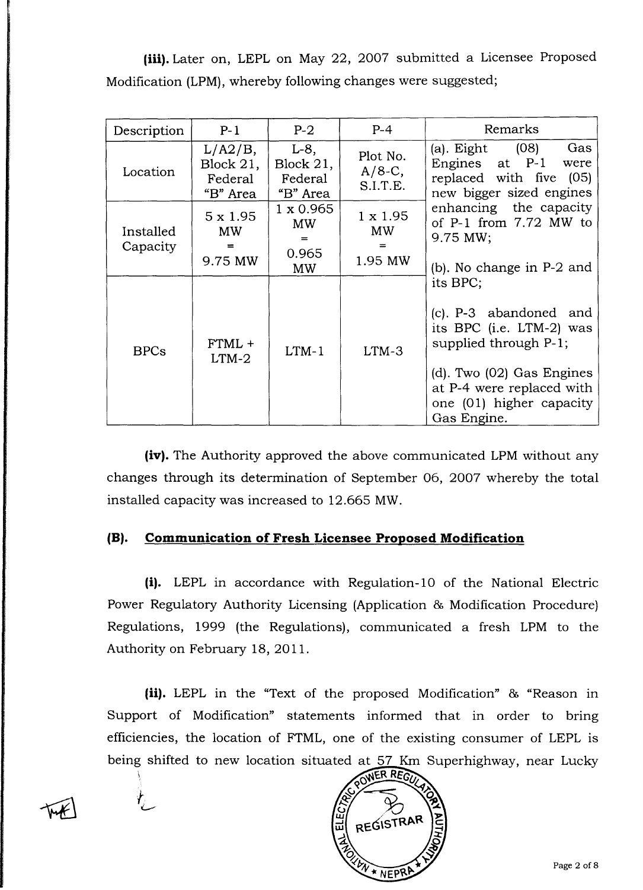**(iii).** Later on, LEPL on May 22, 2007 submitted a Licensee Proposed Modification (LPM), whereby following changes were suggested;

| Description | P-1 | P-2 | P-4 | Remarks |
|---|---|---|---|---|
| Location | L/A2/B, Block 21, Federal "B" Area | L-8, Block 21, Federal "B" Area | Plot No. A/8-C, S.I.T.E. | (a). Eight (08) Gas Engines at P-1 were replaced with five (05) new bigger sized engines enhancing the capacity of P-1 from 7.72 MW to 9.75 MW;<br><br>(b). No change in P-2 and its BPC;<br><br>(c). P-3 abandoned and its BPC (i.e. LTM-2) was supplied through P-1;<br><br>(d). Two (02) Gas Engines at P-4 were replaced with one (01) higher capacity Gas Engine. |
| Installed Capacity | 5 x 1.95 MW = 9.75 MW | 1 x 0.965 MW = 0.965 MW | 1 x 1.95 MW = 1.95 MW | |
| BPCs | FTML + LTM-2 | LTM-1 | LTM-3 | |

**(iv).** The Authority approved the above communicated LPM without any changes through its determination of September 06, 2007 whereby the total installed capacity was increased to 12.665 MW.

## (B). Communication of Fresh Licensee Proposed Modification

**(i).** LEPL in accordance with Regulation-10 of the National Electric Power Regulatory Authority Licensing (Application & Modification Procedure) Regulations, 1999 (the Regulations), communicated a fresh LPM to the Authority on February 18, 2011.

**(ii).** LEPL in the "Text of the proposed Modification" & "Reason in Support of Modification" statements informed that in order to bring efficiencies, the location of FTML, one of the existing consumer of LEPL is being shifted to new location situated at 57 Km Superhighway, near Lucky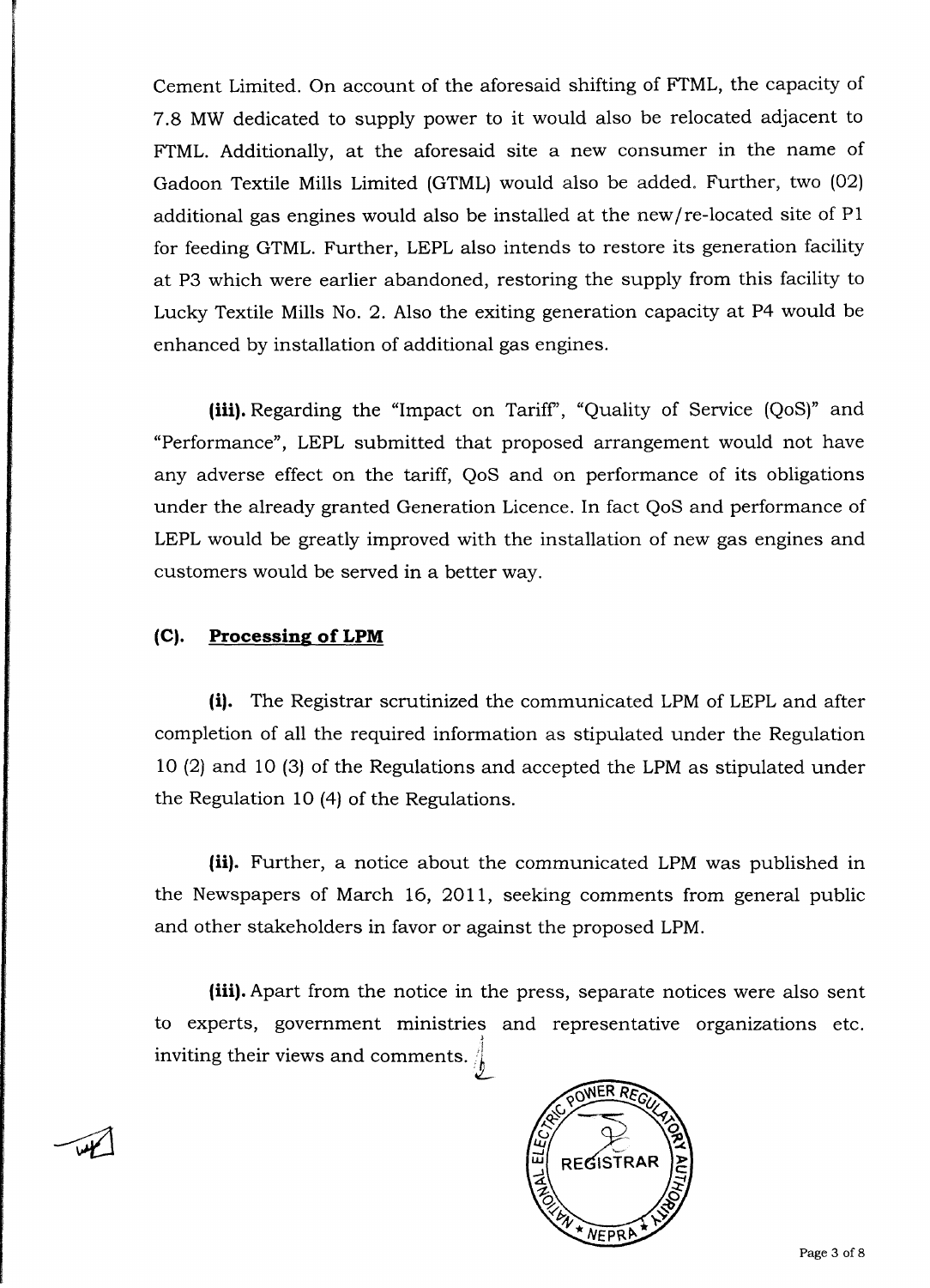Cement Limited. On account of the aforesaid shifting of FTML, the capacity of 7.8 MW dedicated to supply power to it would also be relocated adjacent to FTML. Additionally, at the aforesaid site a new consumer in the name of Gadoon Textile Mills Limited (GTML) would also be added. Further, two (02) additional gas engines would also be installed at the new/re-located site of P1 for feeding GTML. Further, LEPL also intends to restore its generation facility at P3 which were earlier abandoned, restoring the supply from this facility to Lucky Textile Mills No. 2. Also the exiting generation capacity at P4 would be enhanced by installation of additional gas engines.

**(iii).** Regarding the "Impact on Tariff", "Quality of Service (QoS)" and "Performance", LEPL submitted that proposed arrangement would not have any adverse effect on the tariff, QoS and on performance of its obligations under the already granted Generation Licence. In fact QoS and performance of LEPL would be greatly improved with the installation of new gas engines and customers would be served in a better way.

## (C). Processing of LPM

**(i).** The Registrar scrutinized the communicated LPM of LEPL and after completion of all the required information as stipulated under the Regulation 10 (2) and 10 (3) of the Regulations and accepted the LPM as stipulated under the Regulation 10 (4) of the Regulations.

**(ii).** Further, a notice about the communicated LPM was published in the Newspapers of March 16, 2011, seeking comments from general public and other stakeholders in favor or against the proposed LPM.

**(iii).** Apart from the notice in the press, separate notices were also sent to experts, government ministries and representative organizations etc. inviting their views and comments.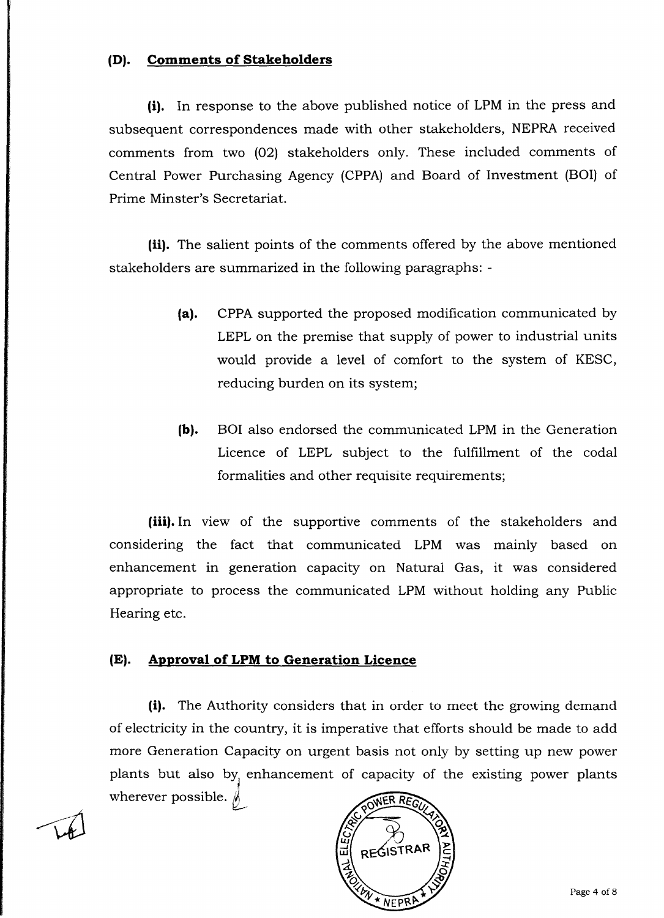### (D). Comments of Stakeholders

**(i).** In response to the above published notice of LPM in the press and subsequent correspondences made with other stakeholders, NEPRA received comments from two (02) stakeholders only. These included comments of Central Power Purchasing Agency (CPPA) and Board of Investment (BOI) of Prime Minster's Secretariat.

**(ii).** The salient points of the comments offered by the above mentioned stakeholders are summarized in the following paragraphs: -

> **(a).** CPPA supported the proposed modification communicated by LEPL on the premise that supply of power to industrial units would provide a level of comfort to the system of KESC, reducing burden on its system;
>
> **(b).** BOI also endorsed the communicated LPM in the Generation Licence of LEPL subject to the fulfillment of the codal formalities and other requisite requirements;

**(iii).** In view of the supportive comments of the stakeholders and considering the fact that communicated LPM was mainly based on enhancement in generation capacity on Natural Gas, it was considered appropriate to process the communicated LPM without holding any Public Hearing etc.

### (E). Approval of LPM to Generation Licence

**(i).** The Authority considers that in order to meet the growing demand of electricity in the country, it is imperative that efforts should be made to add more Generation Capacity on urgent basis not only by setting up new power plants but also by enhancement of capacity of the existing power plants wherever possible.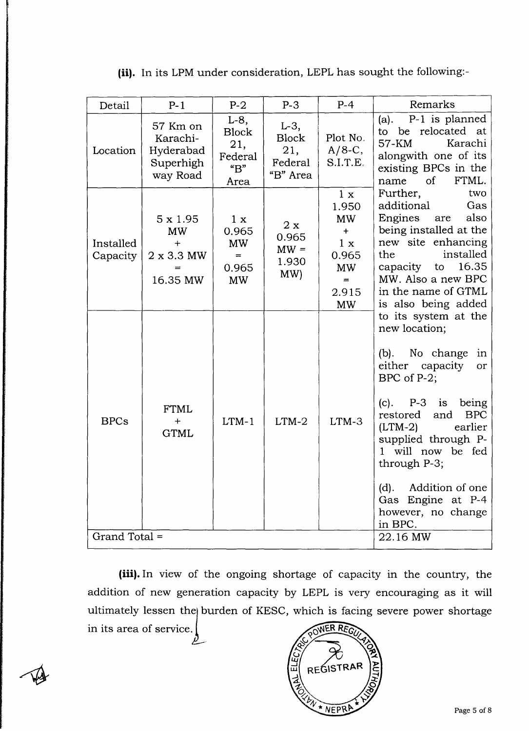**(ii).** In its LPM under consideration, LEPL has sought the following:-

| Detail | P-1 | P-2 | P-3 | P-4 | Remarks |
|---|---|---|---|---|---|
| Location | 57 Km on Karachi-Hyderabad Superhigh way Road | L-8, Block 21, Federal "B" Area | L-3, Block 21, Federal "B" Area | Plot No. A/8-C, S.I.T.E. | (a). P-1 is planned to be relocated at 57-KM Karachi alongwith one of its existing BPCs in the name of FTML. Further, two additional Gas Engines are also being installed at the new site enhancing the installed capacity to 16.35 MW. Also a new BPC in the name of GTML is also being added to its system at the new location; (b). No change in either capacity or BPC of P-2; (c). P-3 is being restored and BPC (LTM-2) earlier supplied through P-1 will now be fed through P-3; (d). Addition of one Gas Engine at P-4 however, no change in BPC. |
| Installed Capacity | 5 x 1.95 MW + 2 x 3.3 MW = 16.35 MW | 1 x 0.965 MW = 0.965 MW | 2 x 0.965 MW = 1.930 MW) | 1 x 1.950 MW + 1 x 0.965 MW = 2.915 MW | |
| BPCs | FTML + GTML | LTM-1 | LTM-2 | LTM-3 | |
| Grand Total = | | | | | 22.16 MW |

**(iii).** In view of the ongoing shortage of capacity in the country, the addition of new generation capacity by LEPL is very encouraging as it will ultimately lessen the burden of KESC, which is facing severe power shortage in its area of service.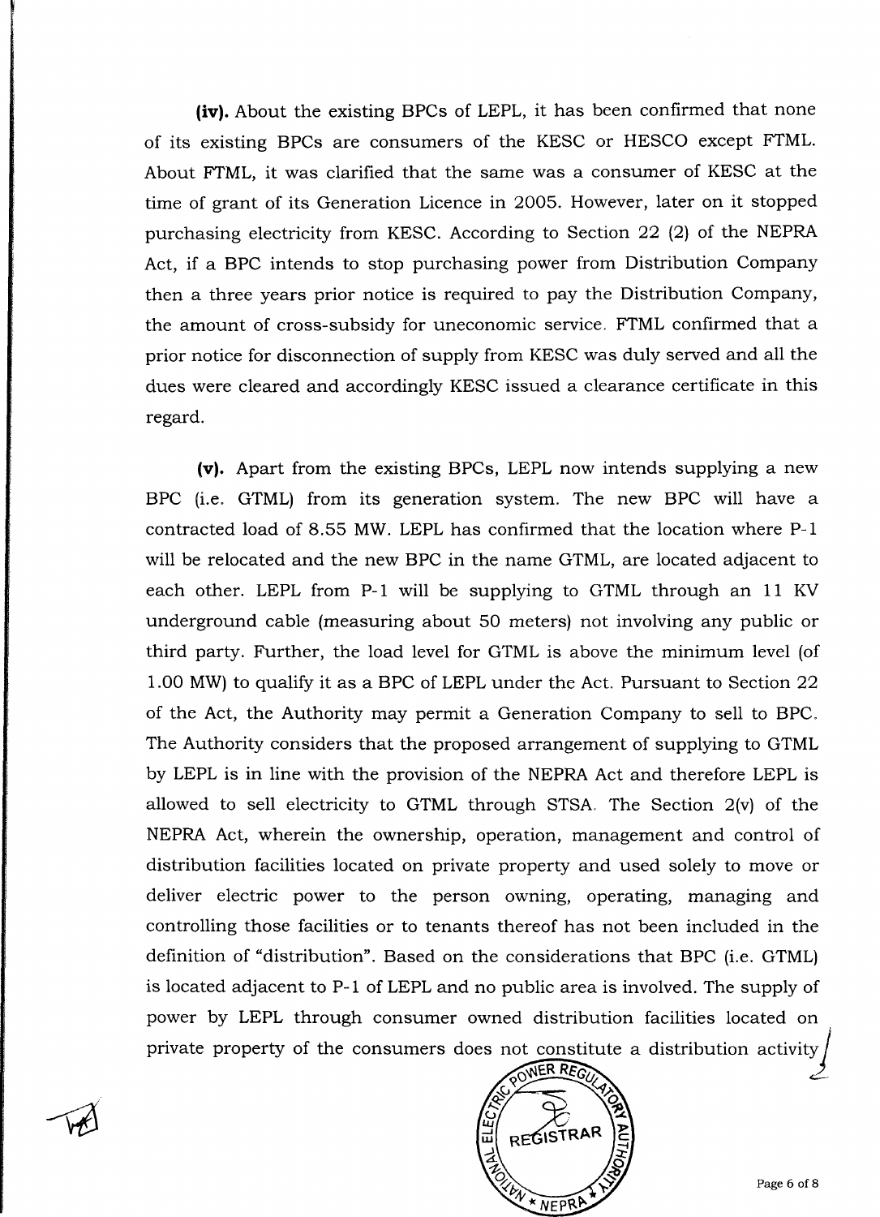**(iv).** About the existing BPCs of LEPL, it has been confirmed that none of its existing BPCs are consumers of the KESC or HESCO except FTML. About FTML, it was clarified that the same was a consumer of KESC at the time of grant of its Generation Licence in 2005. However, later on it stopped purchasing electricity from KESC. According to Section 22 (2) of the NEPRA Act, if a BPC intends to stop purchasing power from Distribution Company then a three years prior notice is required to pay the Distribution Company, the amount of cross-subsidy for uneconomic service. FTML confirmed that a prior notice for disconnection of supply from KESC was duly served and all the dues were cleared and accordingly KESC issued a clearance certificate in this regard.

**(v).** Apart from the existing BPCs, LEPL now intends supplying a new BPC (i.e. GTML) from its generation system. The new BPC will have a contracted load of 8.55 MW. LEPL has confirmed that the location where P-1 will be relocated and the new BPC in the name GTML, are located adjacent to each other. LEPL from P-1 will be supplying to GTML through an 11 KV underground cable (measuring about 50 meters) not involving any public or third party. Further, the load level for GTML is above the minimum level (of 1.00 MW) to qualify it as a BPC of LEPL under the Act. Pursuant to Section 22 of the Act, the Authority may permit a Generation Company to sell to BPC. The Authority considers that the proposed arrangement of supplying to GTML by LEPL is in line with the provision of the NEPRA Act and therefore LEPL is allowed to sell electricity to GTML through STSA. The Section 2(v) of the NEPRA Act, wherein the ownership, operation, management and control of distribution facilities located on private property and used solely to move or deliver electric power to the person owning, operating, managing and controlling those facilities or to tenants thereof has not been included in the definition of "distribution". Based on the considerations that BPC (i.e. GTML) is located adjacent to P-1 of LEPL and no public area is involved. The supply of power by LEPL through consumer owned distribution facilities located on private property of the consumers does not constitute a distribution activity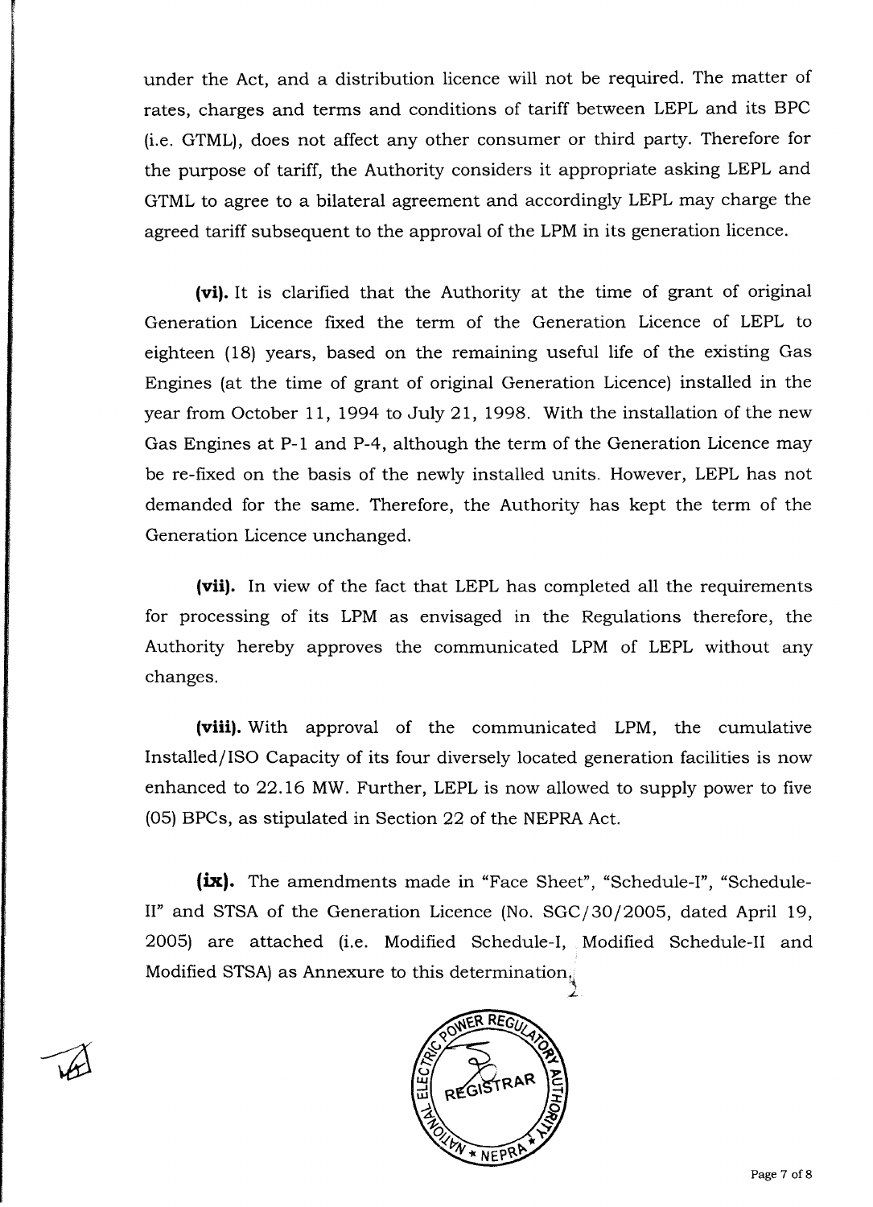under the Act, and a distribution licence will not be required. The matter of rates, charges and terms and conditions of tariff between LEPL and its BPC (i.e. GTML), does not affect any other consumer or third party. Therefore for the purpose of tariff, the Authority considers it appropriate asking LEPL and GTML to agree to a bilateral agreement and accordingly LEPL may charge the agreed tariff subsequent to the approval of the LPM in its generation licence.

**(vi).** It is clarified that the Authority at the time of grant of original Generation Licence fixed the term of the Generation Licence of LEPL to eighteen (18) years, based on the remaining useful life of the existing Gas Engines (at the time of grant of original Generation Licence) installed in the year from October 11, 1994 to July 21, 1998. With the installation of the new Gas Engines at P-1 and P-4, although the term of the Generation Licence may be re-fixed on the basis of the newly installed units. However, LEPL has not demanded for the same. Therefore, the Authority has kept the term of the Generation Licence unchanged.

**(vii).** In view of the fact that LEPL has completed all the requirements for processing of its LPM as envisaged in the Regulations therefore, the Authority hereby approves the communicated LPM of LEPL without any changes.

**(viii).** With approval of the communicated LPM, the cumulative Installed/ISO Capacity of its four diversely located generation facilities is now enhanced to 22.16 MW. Further, LEPL is now allowed to supply power to five (05) BPCs, as stipulated in Section 22 of the NEPRA Act.

**(ix).** The amendments made in "Face Sheet", "Schedule-I", "Schedule-II" and STSA of the Generation Licence (No. SGC/30/2005, dated April 19, 2005) are attached (i.e. Modified Schedule-I, Modified Schedule-II and Modified STSA) as Annexure to this determination.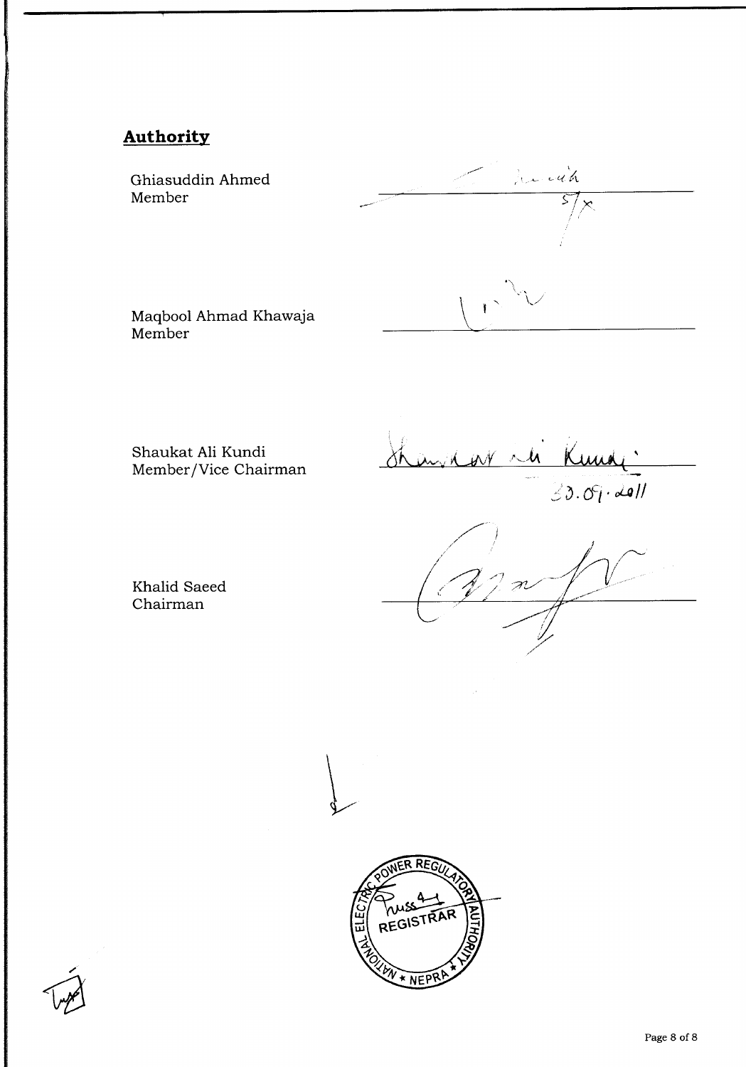## Authority

Ghiasuddin Ahmed
Member

Maqbool Ahmad Khawaja
Member

Shaukat Ali Kundi
Member/Vice Chairman

30.09.2011

Khalid Saeed
Chairman

NATIONAL ELECTRIC POWER REGULATORY AUTHORITY
REGISTRAR
NEPRA